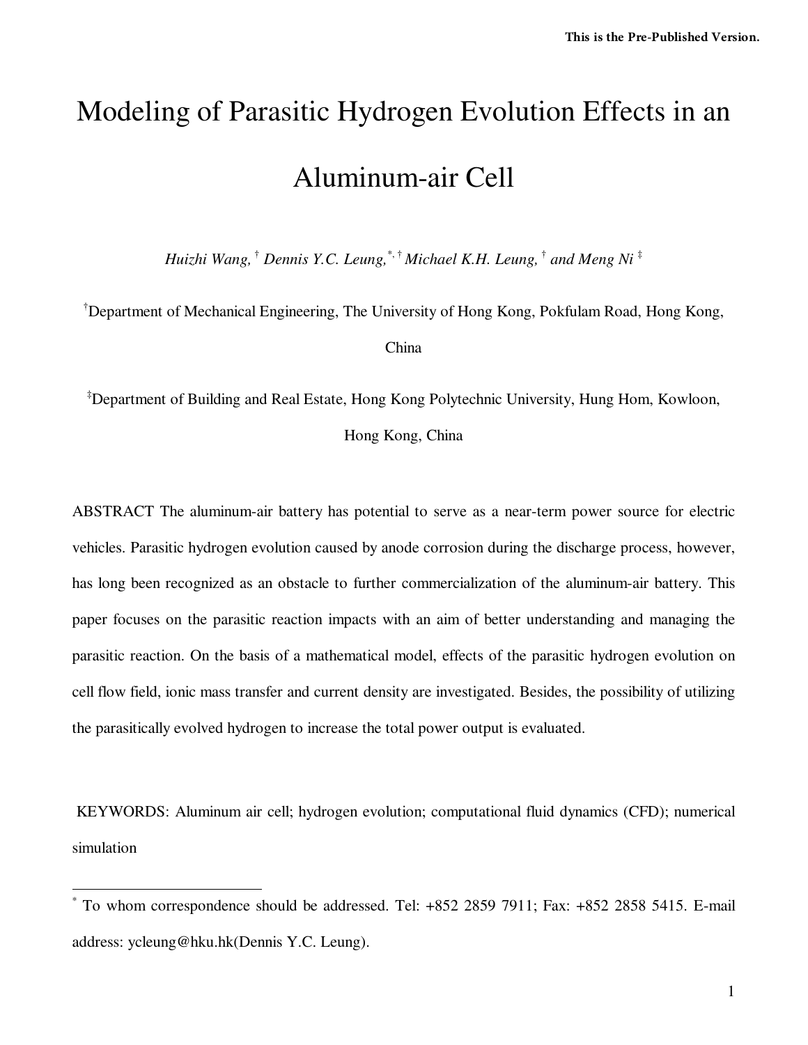This is the Pre-Published Version.

# Modeling of Parasitic Hydrogen Evolution Effects in an Aluminum-air Cell

*Huizhi Wang,* [†] *Dennis Y.C. Leung,*[\*, †] *Michael K.H. Leung,* [†] *and Meng Ni* [‡]

[†]Department of Mechanical Engineering, The University of Hong Kong, Pokfulam Road, Hong Kong, China

[‡]Department of Building and Real Estate, Hong Kong Polytechnic University, Hung Hom, Kowloon, Hong Kong, China

ABSTRACT The aluminum-air battery has potential to serve as a near-term power source for electric vehicles. Parasitic hydrogen evolution caused by anode corrosion during the discharge process, however, has long been recognized as an obstacle to further commercialization of the aluminum-air battery. This paper focuses on the parasitic reaction impacts with an aim of better understanding and managing the parasitic reaction. On the basis of a mathematical model, effects of the parasitic hydrogen evolution on cell flow field, ionic mass transfer and current density are investigated. Besides, the possibility of utilizing the parasitically evolved hydrogen to increase the total power output is evaluated.

KEYWORDS: Aluminum air cell; hydrogen evolution; computational fluid dynamics (CFD); numerical simulation

[\*] To whom correspondence should be addressed. Tel: +852 2859 7911; Fax: +852 2858 5415. E-mail address: ycleung@hku.hk(Dennis Y.C. Leung).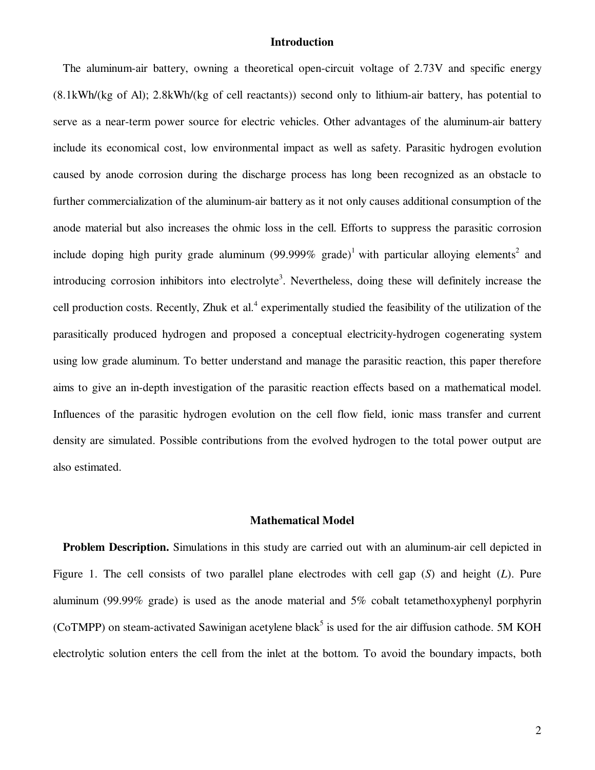## Introduction

The aluminum-air battery, owning a theoretical open-circuit voltage of 2.73V and specific energy (8.1kWh/(kg of Al); 2.8kWh/(kg of cell reactants)) second only to lithium-air battery, has potential to serve as a near-term power source for electric vehicles. Other advantages of the aluminum-air battery include its economical cost, low environmental impact as well as safety. Parasitic hydrogen evolution caused by anode corrosion during the discharge process has long been recognized as an obstacle to further commercialization of the aluminum-air battery as it not only causes additional consumption of the anode material but also increases the ohmic loss in the cell. Efforts to suppress the parasitic corrosion include doping high purity grade aluminum (99.999% grade)[1] with particular alloying elements[2] and introducing corrosion inhibitors into electrolyte[3]. Nevertheless, doing these will definitely increase the cell production costs. Recently, Zhuk et al.[4] experimentally studied the feasibility of the utilization of the parasitically produced hydrogen and proposed a conceptual electricity-hydrogen cogenerating system using low grade aluminum. To better understand and manage the parasitic reaction, this paper therefore aims to give an in-depth investigation of the parasitic reaction effects based on a mathematical model. Influences of the parasitic hydrogen evolution on the cell flow field, ionic mass transfer and current density are simulated. Possible contributions from the evolved hydrogen to the total power output are also estimated.

## Mathematical Model

**Problem Description.** Simulations in this study are carried out with an aluminum-air cell depicted in Figure 1. The cell consists of two parallel plane electrodes with cell gap (*S*) and height (*L*). Pure aluminum (99.99% grade) is used as the anode material and 5% cobalt tetamethoxyphenyl porphyrin (CoTMPP) on steam-activated Sawinigan acetylene black[5] is used for the air diffusion cathode. 5M KOH electrolytic solution enters the cell from the inlet at the bottom. To avoid the boundary impacts, both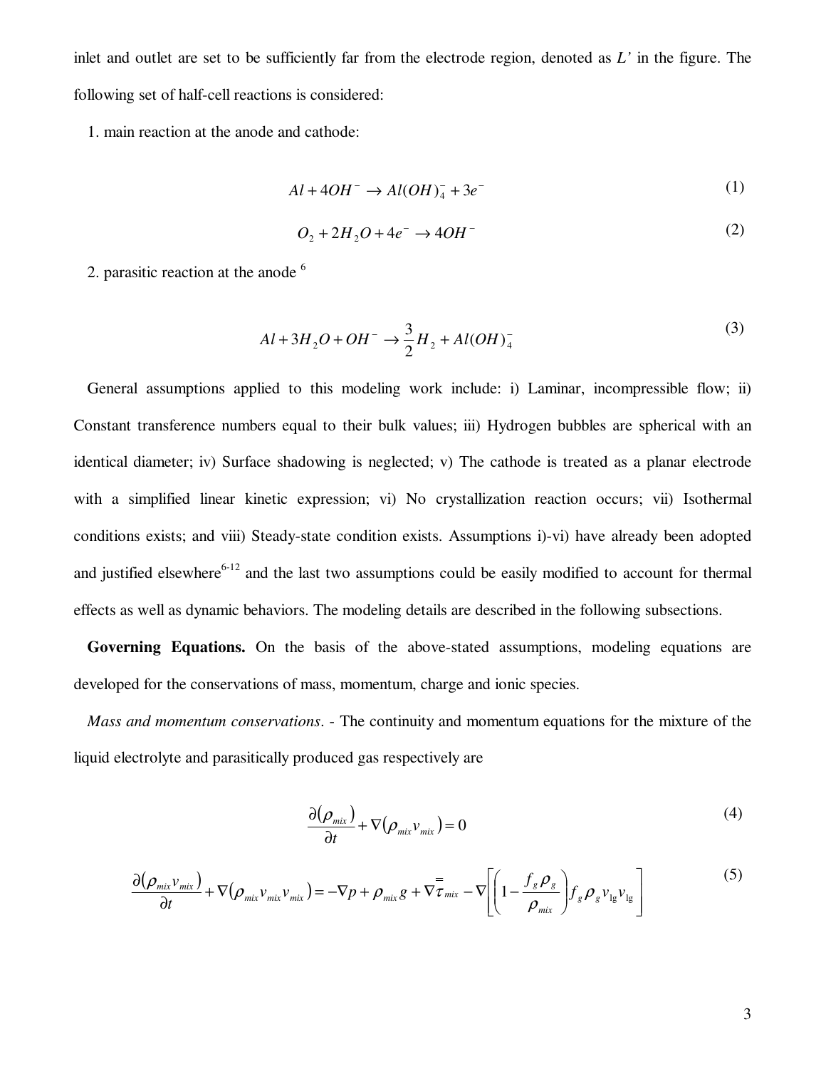inlet and outlet are set to be sufficiently far from the electrode region, denoted as *L'* in the figure. The following set of half-cell reactions is considered:

1. main reaction at the anode and cathode:

$$Al + 4OH^- \rightarrow Al(OH)_4^- + 3e^- \tag{1}$$

$$O_2 + 2H_2O + 4e^- \rightarrow 4OH^- \tag{2}$$

2. parasitic reaction at the anode [6]

$$Al + 3H_2O + OH^- \rightarrow \frac{3}{2}H_2 + Al(OH)_4^- \tag{3}$$

General assumptions applied to this modeling work include: i) Laminar, incompressible flow; ii) Constant transference numbers equal to their bulk values; iii) Hydrogen bubbles are spherical with an identical diameter; iv) Surface shadowing is neglected; v) The cathode is treated as a planar electrode with a simplified linear kinetic expression; vi) No crystallization reaction occurs; vii) Isothermal conditions exists; and viii) Steady-state condition exists. Assumptions i)-vi) have already been adopted and justified elsewhere[6-12] and the last two assumptions could be easily modified to account for thermal effects as well as dynamic behaviors. The modeling details are described in the following subsections.

**Governing Equations.** On the basis of the above-stated assumptions, modeling equations are developed for the conservations of mass, momentum, charge and ionic species.

*Mass and momentum conservations*. - The continuity and momentum equations for the mixture of the liquid electrolyte and parasitically produced gas respectively are

$$\frac{\partial(\rho_{mix})}{\partial t} + \nabla(\rho_{mix} v_{mix}) = 0 \tag{4}$$

$$\frac{\partial(\rho_{mix} v_{mix})}{\partial t} + \nabla(\rho_{mix} v_{mix} v_{mix}) = -\nabla p + \rho_{mix} g + \nabla \overline{\overline{\tau}}_{mix} - \nabla\left[\left(1 - \frac{f_g \rho_g}{\rho_{mix}}\right) f_g \rho_g v_{\lg} v_{\lg}\right] \tag{5}$$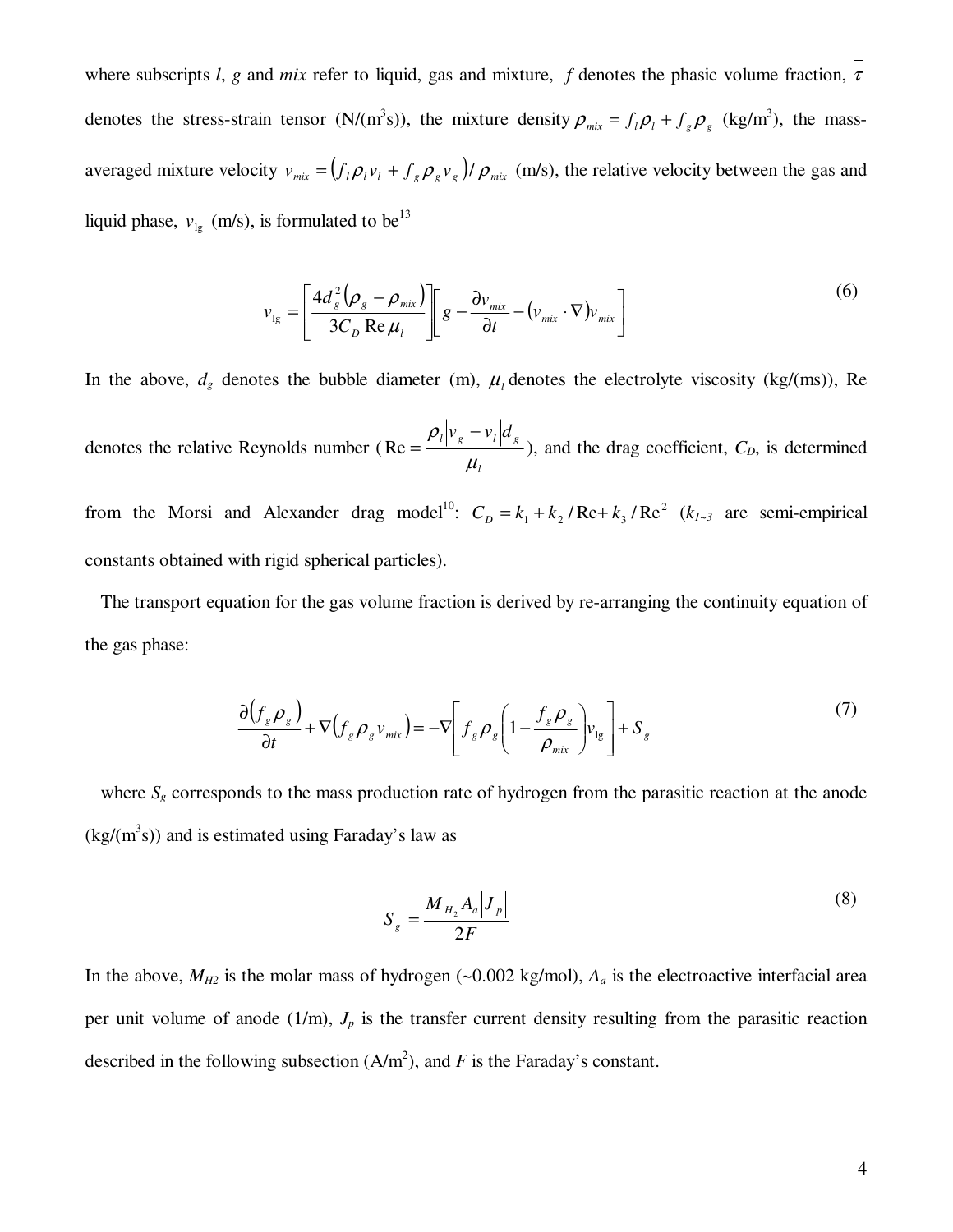where subscripts $l$, $g$ and $mix$ refer to liquid, gas and mixture, $f$ denotes the phasic volume fraction, $\overline{\overline{\tau}}$ denotes the stress-strain tensor (N/(m$^3$s)), the mixture density $\rho_{mix} = f_l \rho_l + f_g \rho_g$ (kg/m$^3$), the mass-averaged mixture velocity $v_{mix} = \left(f_l \rho_l v_l + f_g \rho_g v_g\right) / \rho_{mix}$ (m/s), the relative velocity between the gas and liquid phase, $v_{\mathrm{lg}}$ (m/s), is formulated to be[13]

$$v_{\mathrm{lg}} = \left[\frac{4 d_g^2 \left(\rho_g - \rho_{mix}\right)}{3 C_D \,\mathrm{Re}\, \mu_l}\right]\left[g - \frac{\partial v_{mix}}{\partial t} - \left(v_{mix} \cdot \nabla\right) v_{mix}\right] \tag{6}$$

In the above, $d_g$ denotes the bubble diameter (m), $\mu_l$ denotes the electrolyte viscosity (kg/(ms)), Re denotes the relative Reynolds number ($\mathrm{Re} = \dfrac{\rho_l \left|v_g - v_l\right| d_g}{\mu_l}$), and the drag coefficient, $C_D$, is determined from the Morsi and Alexander drag model[10]: $C_D = k_1 + k_2/\mathrm{Re} + k_3/\mathrm{Re}^2$ ($k_{1\sim3}$ are semi-empirical constants obtained with rigid spherical particles).

The transport equation for the gas volume fraction is derived by re-arranging the continuity equation of the gas phase:

$$\frac{\partial \left(f_g \rho_g\right)}{\partial t} + \nabla\left(f_g \rho_g v_{mix}\right) = -\nabla\left[f_g \rho_g \left(1 - \frac{f_g \rho_g}{\rho_{mix}}\right) v_{\mathrm{lg}}\right] + S_g \tag{7}$$

where $S_g$ corresponds to the mass production rate of hydrogen from the parasitic reaction at the anode (kg/(m$^3$s)) and is estimated using Faraday's law as

$$S_g = \frac{M_{H_2} A_a \left|J_p\right|}{2F} \tag{8}$$

In the above, $M_{H2}$ is the molar mass of hydrogen (~0.002 kg/mol), $A_a$ is the electroactive interfacial area per unit volume of anode (1/m), $J_p$ is the transfer current density resulting from the parasitic reaction described in the following subsection (A/m$^2$), and $F$ is the Faraday's constant.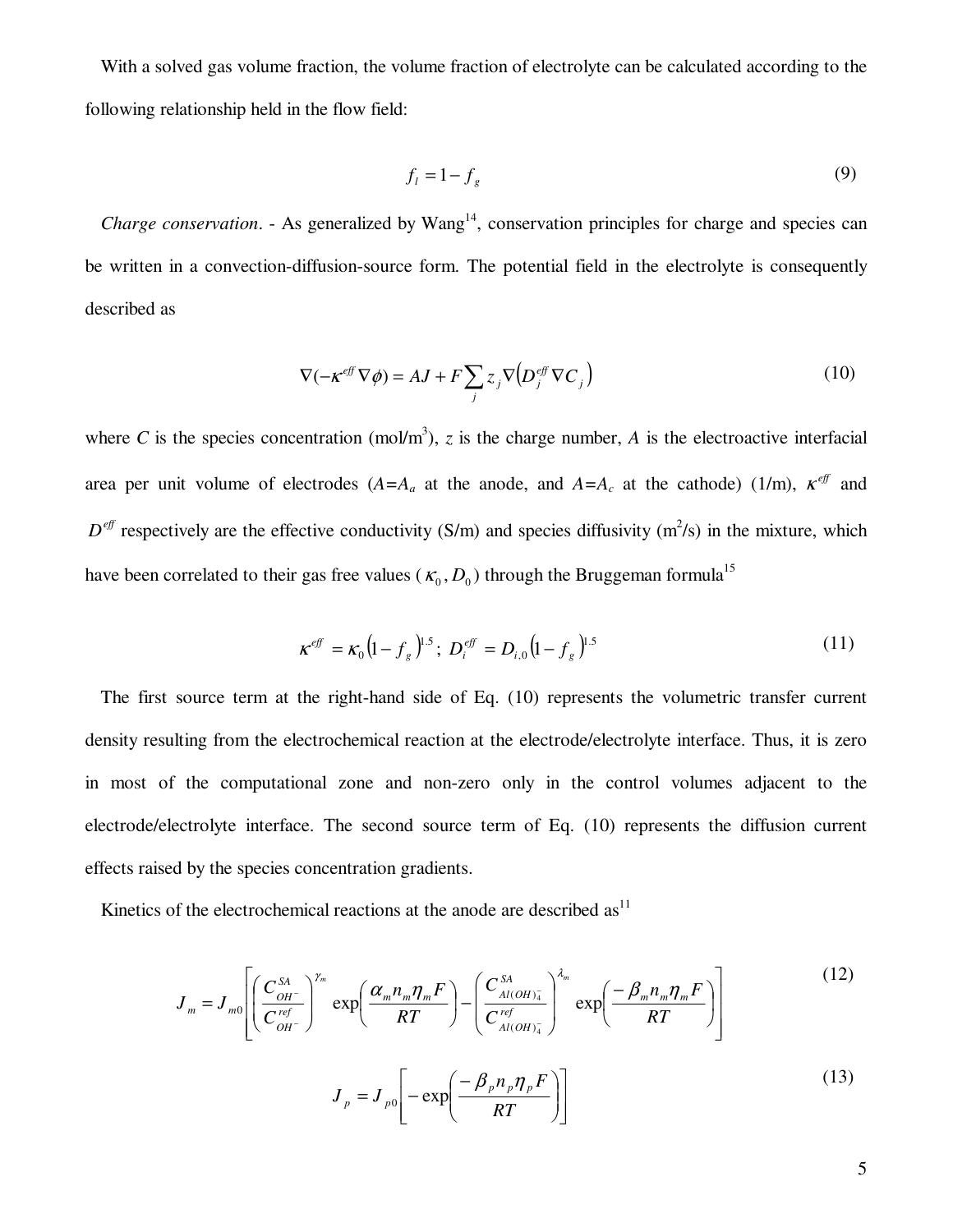With a solved gas volume fraction, the volume fraction of electrolyte can be calculated according to the following relationship held in the flow field:

$$f_l = 1 - f_g \tag{9}$$

*Charge conservation*. - As generalized by Wang[14], conservation principles for charge and species can be written in a convection-diffusion-source form. The potential field in the electrolyte is consequently described as

$$\nabla(-\kappa^{eff}\nabla\phi) = AJ + F\sum_j z_j \nabla\left(D_j^{eff}\nabla C_j\right) \tag{10}$$

where $C$ is the species concentration (mol/m$^3$), $z$ is the charge number, $A$ is the electroactive interfacial area per unit volume of electrodes ($A$=$A_a$ at the anode, and $A$=$A_c$ at the cathode) (1/m), $\kappa^{eff}$ and $D^{eff}$ respectively are the effective conductivity (S/m) and species diffusivity (m$^2$/s) in the mixture, which have been correlated to their gas free values ($\kappa_0, D_0$) through the Bruggeman formula[15]

$$\kappa^{eff} = \kappa_0\left(1-f_g\right)^{1.5};\ D_i^{eff} = D_{i,0}\left(1-f_g\right)^{1.5} \tag{11}$$

The first source term at the right-hand side of Eq. (10) represents the volumetric transfer current density resulting from the electrochemical reaction at the electrode/electrolyte interface. Thus, it is zero in most of the computational zone and non-zero only in the control volumes adjacent to the electrode/electrolyte interface. The second source term of Eq. (10) represents the diffusion current effects raised by the species concentration gradients.

Kinetics of the electrochemical reactions at the anode are described as[11]

$$J_m = J_{m0}\left[\left(\frac{C_{OH^-}^{SA}}{C_{OH^-}^{ref}}\right)^{\gamma_m}\exp\left(\frac{\alpha_m n_m \eta_m F}{RT}\right) - \left(\frac{C_{Al(OH)_4^-}^{SA}}{C_{Al(OH)_4^-}^{ref}}\right)^{\lambda_m}\exp\left(\frac{-\beta_m n_m \eta_m F}{RT}\right)\right] \tag{12}$$

$$J_p = J_{p0}\left[-\exp\left(\frac{-\beta_p n_p \eta_p F}{RT}\right)\right] \tag{13}$$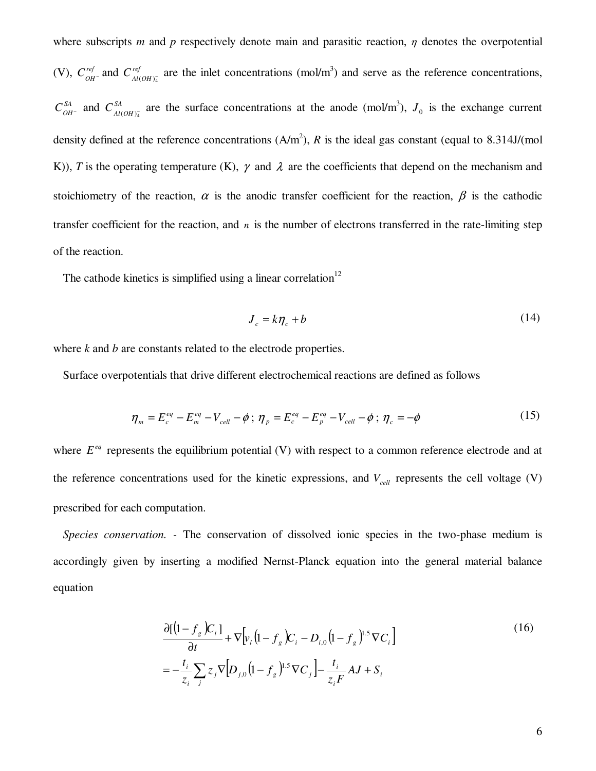where subscripts $m$ and $p$ respectively denote main and parasitic reaction, $\eta$ denotes the overpotential (V), $C_{OH^-}^{ref}$ and $C_{Al(OH)_4^-}^{ref}$ are the inlet concentrations (mol/m$^3$) and serve as the reference concentrations, $C_{OH^-}^{SA}$ and $C_{Al(OH)_4^-}^{SA}$ are the surface concentrations at the anode (mol/m$^3$), $J_0$ is the exchange current density defined at the reference concentrations (A/m$^2$), $R$ is the ideal gas constant (equal to 8.314J/(mol K)), $T$ is the operating temperature (K), $\gamma$ and $\lambda$ are the coefficients that depend on the mechanism and stoichiometry of the reaction, $\alpha$ is the anodic transfer coefficient for the reaction, $\beta$ is the cathodic transfer coefficient for the reaction, and $n$ is the number of electrons transferred in the rate-limiting step of the reaction.

The cathode kinetics is simplified using a linear correlation[12]

$$J_c = k\eta_c + b \tag{14}$$

where $k$ and $b$ are constants related to the electrode properties.

Surface overpotentials that drive different electrochemical reactions are defined as follows

$$\eta_m = E_c^{eq} - E_m^{eq} - V_{cell} - \phi \,;\; \eta_p = E_c^{eq} - E_p^{eq} - V_{cell} - \phi \,;\; \eta_c = -\phi \tag{15}$$

where $E^{eq}$ represents the equilibrium potential (V) with respect to a common reference electrode and at the reference concentrations used for the kinetic expressions, and $V_{cell}$ represents the cell voltage (V) prescribed for each computation.

*Species conservation.* - The conservation of dissolved ionic species in the two-phase medium is accordingly given by inserting a modified Nernst-Planck equation into the general material balance equation

$$\begin{aligned}
&\frac{\partial[(1-f_g)C_i]}{\partial t} + \nabla\left[v_l(1-f_g)C_i - D_{i,0}(1-f_g)^{1.5}\nabla C_i\right] \\
&= -\frac{t_i}{z_i}\sum_j z_j \nabla\left[D_{j,0}(1-f_g)^{1.5}\nabla C_j\right] - \frac{t_i}{z_i F}AJ + S_i
\end{aligned} \tag{16}$$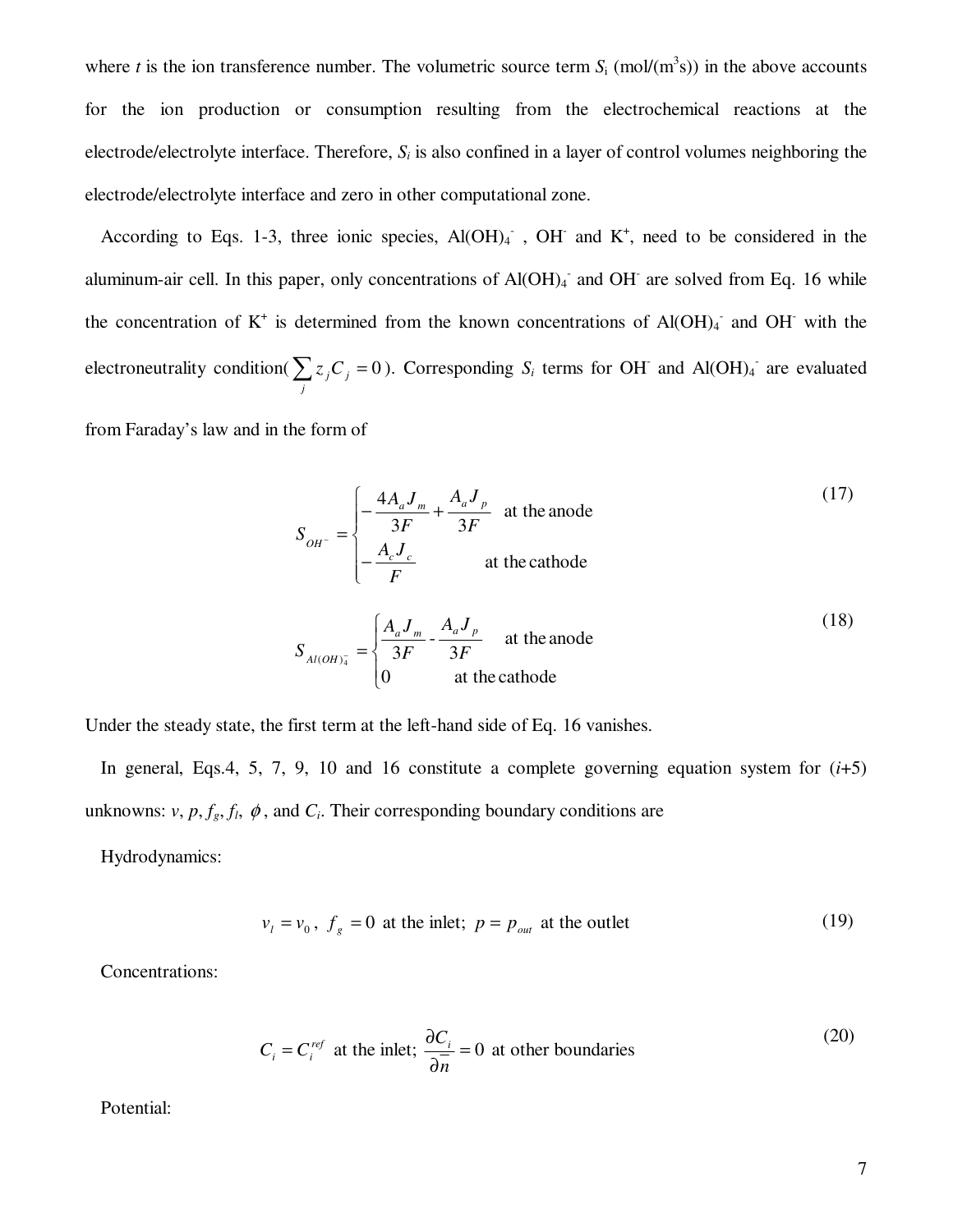where $t$ is the ion transference number. The volumetric source term $S_i$ (mol/(m$^3$s)) in the above accounts for the ion production or consumption resulting from the electrochemical reactions at the electrode/electrolyte interface. Therefore, $S_i$ is also confined in a layer of control volumes neighboring the electrode/electrolyte interface and zero in other computational zone.

According to Eqs. 1-3, three ionic species, $Al(OH)_4^-$, $OH^-$ and $K^+$, need to be considered in the aluminum-air cell. In this paper, only concentrations of $Al(OH)_4^-$ and $OH^-$ are solved from Eq. 16 while the concentration of $K^+$ is determined from the known concentrations of $Al(OH)_4^-$ and $OH^-$ with the electroneutrality condition( $\sum_j z_j C_j = 0$ ). Corresponding $S_i$ terms for $OH^-$ and $Al(OH)_4^-$ are evaluated from Faraday's law and in the form of

$$S_{OH^-} = \begin{cases} -\dfrac{4A_a J_m}{3F} + \dfrac{A_a J_p}{3F} & \text{at the anode} \\ -\dfrac{A_c J_c}{F} & \text{at the cathode} \end{cases} \tag{17}$$

$$S_{Al(OH)_4^-} = \begin{cases} \dfrac{A_a J_m}{3F} - \dfrac{A_a J_p}{3F} & \text{at the anode} \\ 0 & \text{at the cathode} \end{cases} \tag{18}$$

Under the steady state, the first term at the left-hand side of Eq. 16 vanishes.

In general, Eqs.4, 5, 7, 9, 10 and 16 constitute a complete governing equation system for ($i$+5) unknowns: $v$, $p$, $f_g$, $f_l$, $\phi$, and $C_i$. Their corresponding boundary conditions are

Hydrodynamics:

$$v_l = v_0,\ f_g = 0 \ \text{at the inlet;}\ p = p_{out} \ \text{at the outlet} \tag{19}$$

Concentrations:

$$C_i = C_i^{ref} \ \text{at the inlet;}\ \frac{\partial C_i}{\partial \bar{n}} = 0 \ \text{at other boundaries} \tag{20}$$

Potential: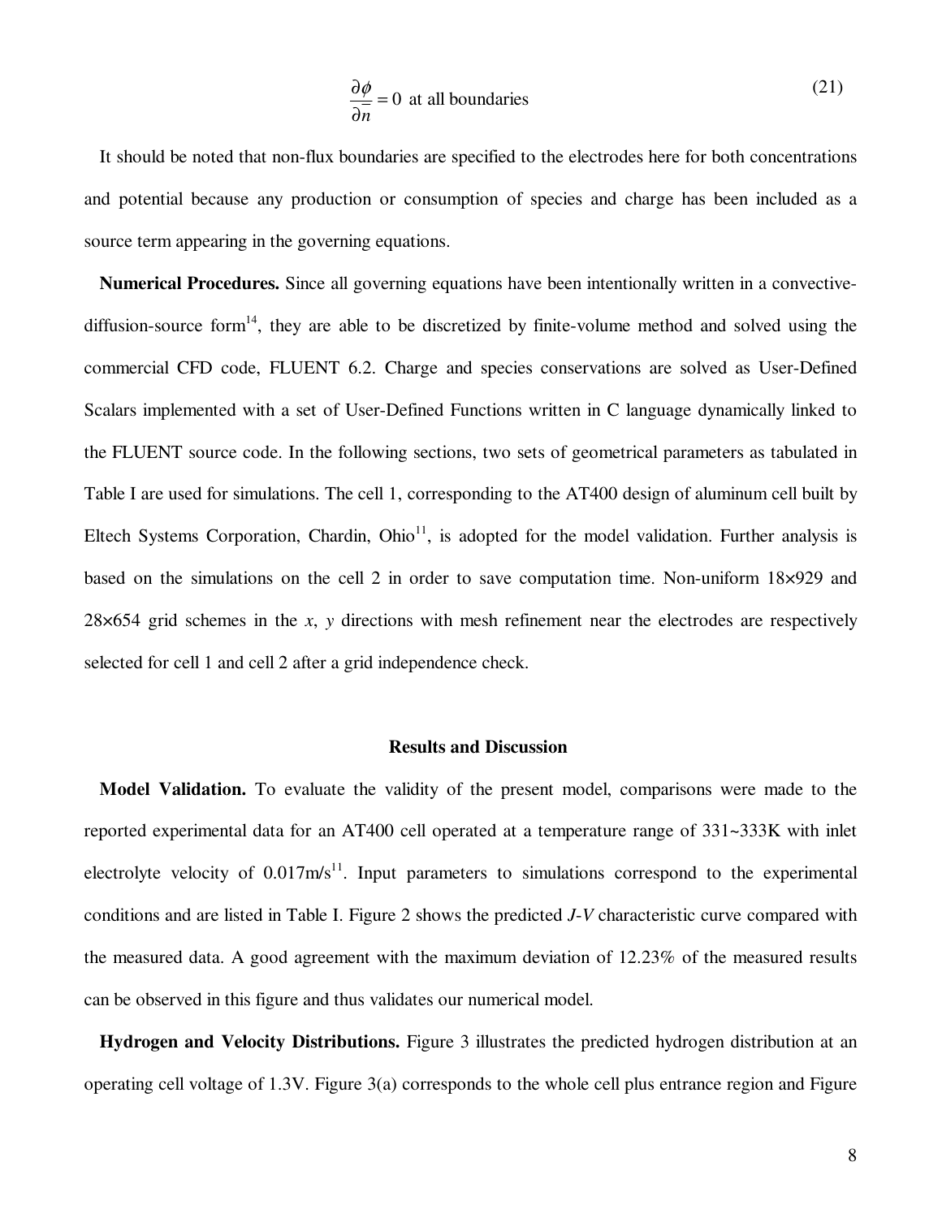$$\frac{\partial \phi}{\partial \overline{n}} = 0 \text{ at all boundaries} \tag{21}$$

It should be noted that non-flux boundaries are specified to the electrodes here for both concentrations and potential because any production or consumption of species and charge has been included as a source term appearing in the governing equations.

**Numerical Procedures.** Since all governing equations have been intentionally written in a convective-diffusion-source form[14], they are able to be discretized by finite-volume method and solved using the commercial CFD code, FLUENT 6.2. Charge and species conservations are solved as User-Defined Scalars implemented with a set of User-Defined Functions written in C language dynamically linked to the FLUENT source code. In the following sections, two sets of geometrical parameters as tabulated in Table I are used for simulations. The cell 1, corresponding to the AT400 design of aluminum cell built by Eltech Systems Corporation, Chardin, Ohio[11], is adopted for the model validation. Further analysis is based on the simulations on the cell 2 in order to save computation time. Non-uniform 18×929 and 28×654 grid schemes in the *x*, *y* directions with mesh refinement near the electrodes are respectively selected for cell 1 and cell 2 after a grid independence check.

## Results and Discussion

**Model Validation.** To evaluate the validity of the present model, comparisons were made to the reported experimental data for an AT400 cell operated at a temperature range of 331~333K with inlet electrolyte velocity of 0.017m/s[11]. Input parameters to simulations correspond to the experimental conditions and are listed in Table I. Figure 2 shows the predicted *J-V* characteristic curve compared with the measured data. A good agreement with the maximum deviation of 12.23% of the measured results can be observed in this figure and thus validates our numerical model.

**Hydrogen and Velocity Distributions.** Figure 3 illustrates the predicted hydrogen distribution at an operating cell voltage of 1.3V. Figure 3(a) corresponds to the whole cell plus entrance region and Figure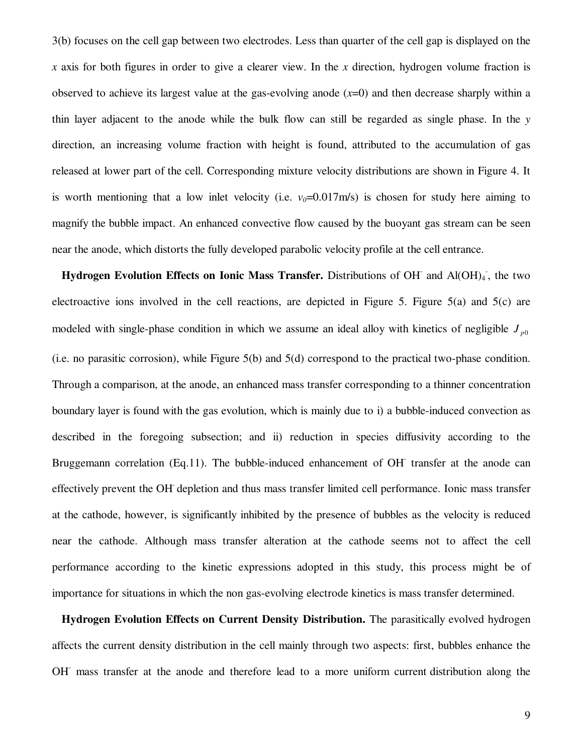3(b) focuses on the cell gap between two electrodes. Less than quarter of the cell gap is displayed on the *x* axis for both figures in order to give a clearer view. In the *x* direction, hydrogen volume fraction is observed to achieve its largest value at the gas-evolving anode ($x$=0) and then decrease sharply within a thin layer adjacent to the anode while the bulk flow can still be regarded as single phase. In the *y* direction, an increasing volume fraction with height is found, attributed to the accumulation of gas released at lower part of the cell. Corresponding mixture velocity distributions are shown in Figure 4. It is worth mentioning that a low inlet velocity (i.e. $v_0$=0.017m/s) is chosen for study here aiming to magnify the bubble impact. An enhanced convective flow caused by the buoyant gas stream can be seen near the anode, which distorts the fully developed parabolic velocity profile at the cell entrance.

**Hydrogen Evolution Effects on Ionic Mass Transfer.** Distributions of $OH^-$ and $Al(OH)_4^-$, the two electroactive ions involved in the cell reactions, are depicted in Figure 5. Figure 5(a) and 5(c) are modeled with single-phase condition in which we assume an ideal alloy with kinetics of negligible $J_{p0}$ (i.e. no parasitic corrosion), while Figure 5(b) and 5(d) correspond to the practical two-phase condition. Through a comparison, at the anode, an enhanced mass transfer corresponding to a thinner concentration boundary layer is found with the gas evolution, which is mainly due to i) a bubble-induced convection as described in the foregoing subsection; and ii) reduction in species diffusivity according to the Bruggemann correlation (Eq.11). The bubble-induced enhancement of $OH^-$ transfer at the anode can effectively prevent the $OH^-$ depletion and thus mass transfer limited cell performance. Ionic mass transfer at the cathode, however, is significantly inhibited by the presence of bubbles as the velocity is reduced near the cathode. Although mass transfer alteration at the cathode seems not to affect the cell performance according to the kinetic expressions adopted in this study, this process might be of importance for situations in which the non gas-evolving electrode kinetics is mass transfer determined.

**Hydrogen Evolution Effects on Current Density Distribution.** The parasitically evolved hydrogen affects the current density distribution in the cell mainly through two aspects: first, bubbles enhance the $OH^-$ mass transfer at the anode and therefore lead to a more uniform current distribution along the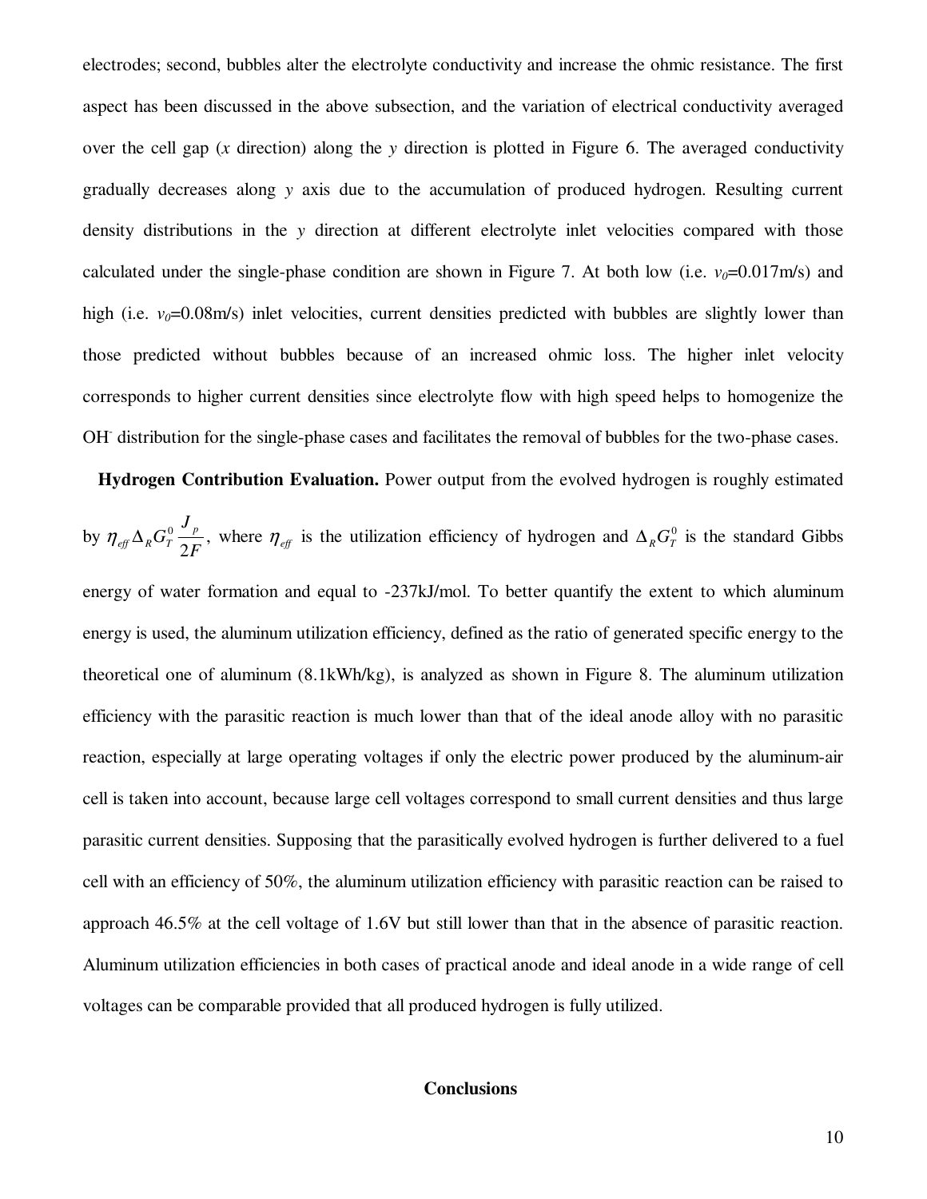electrodes; second, bubbles alter the electrolyte conductivity and increase the ohmic resistance. The first aspect has been discussed in the above subsection, and the variation of electrical conductivity averaged over the cell gap (*x* direction) along the *y* direction is plotted in Figure 6. The averaged conductivity gradually decreases along *y* axis due to the accumulation of produced hydrogen. Resulting current density distributions in the *y* direction at different electrolyte inlet velocities compared with those calculated under the single-phase condition are shown in Figure 7. At both low (i.e. $v_0$=0.017m/s) and high (i.e. $v_0$=0.08m/s) inlet velocities, current densities predicted with bubbles are slightly lower than those predicted without bubbles because of an increased ohmic loss. The higher inlet velocity corresponds to higher current densities since electrolyte flow with high speed helps to homogenize the $OH^-$ distribution for the single-phase cases and facilitates the removal of bubbles for the two-phase cases.

**Hydrogen Contribution Evaluation.** Power output from the evolved hydrogen is roughly estimated by $\eta_{eff} \Delta_R G_T^0 \frac{J_p}{2F}$, where $\eta_{eff}$ is the utilization efficiency of hydrogen and $\Delta_R G_T^0$ is the standard Gibbs energy of water formation and equal to -237kJ/mol. To better quantify the extent to which aluminum energy is used, the aluminum utilization efficiency, defined as the ratio of generated specific energy to the theoretical one of aluminum (8.1kWh/kg), is analyzed as shown in Figure 8. The aluminum utilization efficiency with the parasitic reaction is much lower than that of the ideal anode alloy with no parasitic reaction, especially at large operating voltages if only the electric power produced by the aluminum-air cell is taken into account, because large cell voltages correspond to small current densities and thus large parasitic current densities. Supposing that the parasitically evolved hydrogen is further delivered to a fuel cell with an efficiency of 50%, the aluminum utilization efficiency with parasitic reaction can be raised to approach 46.5% at the cell voltage of 1.6V but still lower than that in the absence of parasitic reaction. Aluminum utilization efficiencies in both cases of practical anode and ideal anode in a wide range of cell voltages can be comparable provided that all produced hydrogen is fully utilized.

## Conclusions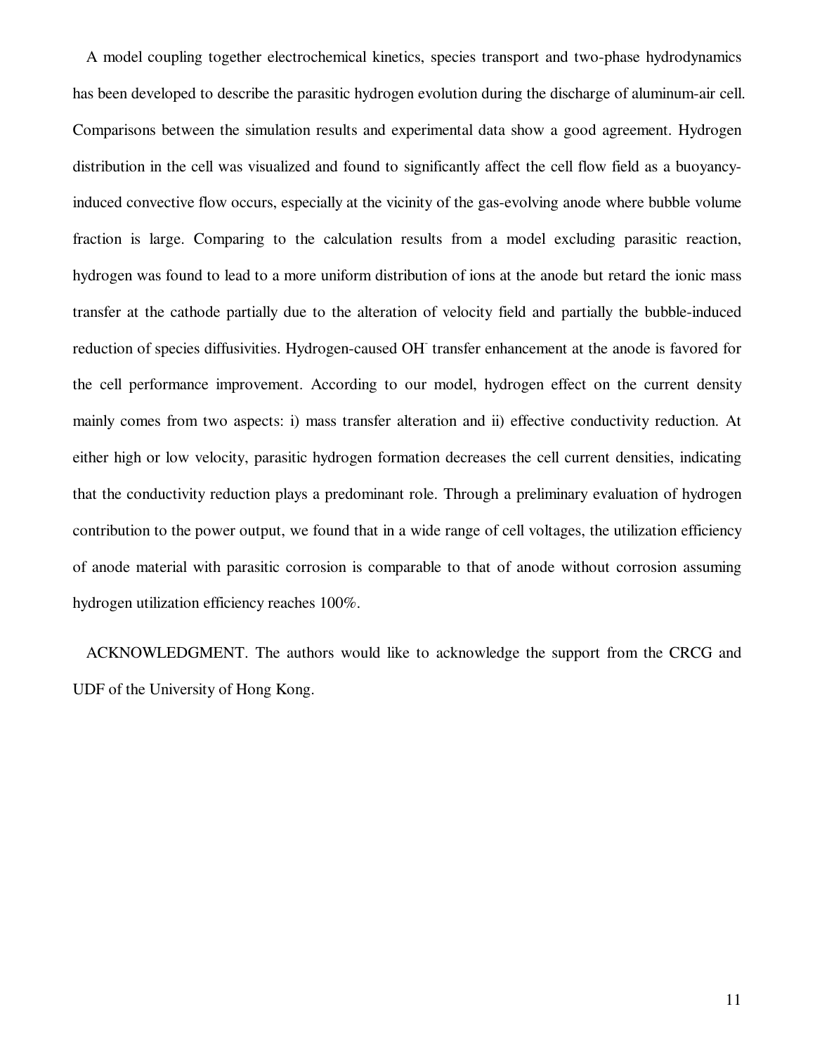A model coupling together electrochemical kinetics, species transport and two-phase hydrodynamics has been developed to describe the parasitic hydrogen evolution during the discharge of aluminum-air cell. Comparisons between the simulation results and experimental data show a good agreement. Hydrogen distribution in the cell was visualized and found to significantly affect the cell flow field as a buoyancy-induced convective flow occurs, especially at the vicinity of the gas-evolving anode where bubble volume fraction is large. Comparing to the calculation results from a model excluding parasitic reaction, hydrogen was found to lead to a more uniform distribution of ions at the anode but retard the ionic mass transfer at the cathode partially due to the alteration of velocity field and partially the bubble-induced reduction of species diffusivities. Hydrogen-caused $OH^-$ transfer enhancement at the anode is favored for the cell performance improvement. According to our model, hydrogen effect on the current density mainly comes from two aspects: i) mass transfer alteration and ii) effective conductivity reduction. At either high or low velocity, parasitic hydrogen formation decreases the cell current densities, indicating that the conductivity reduction plays a predominant role. Through a preliminary evaluation of hydrogen contribution to the power output, we found that in a wide range of cell voltages, the utilization efficiency of anode material with parasitic corrosion is comparable to that of anode without corrosion assuming hydrogen utilization efficiency reaches 100%.

ACKNOWLEDGMENT. The authors would like to acknowledge the support from the CRCG and UDF of the University of Hong Kong.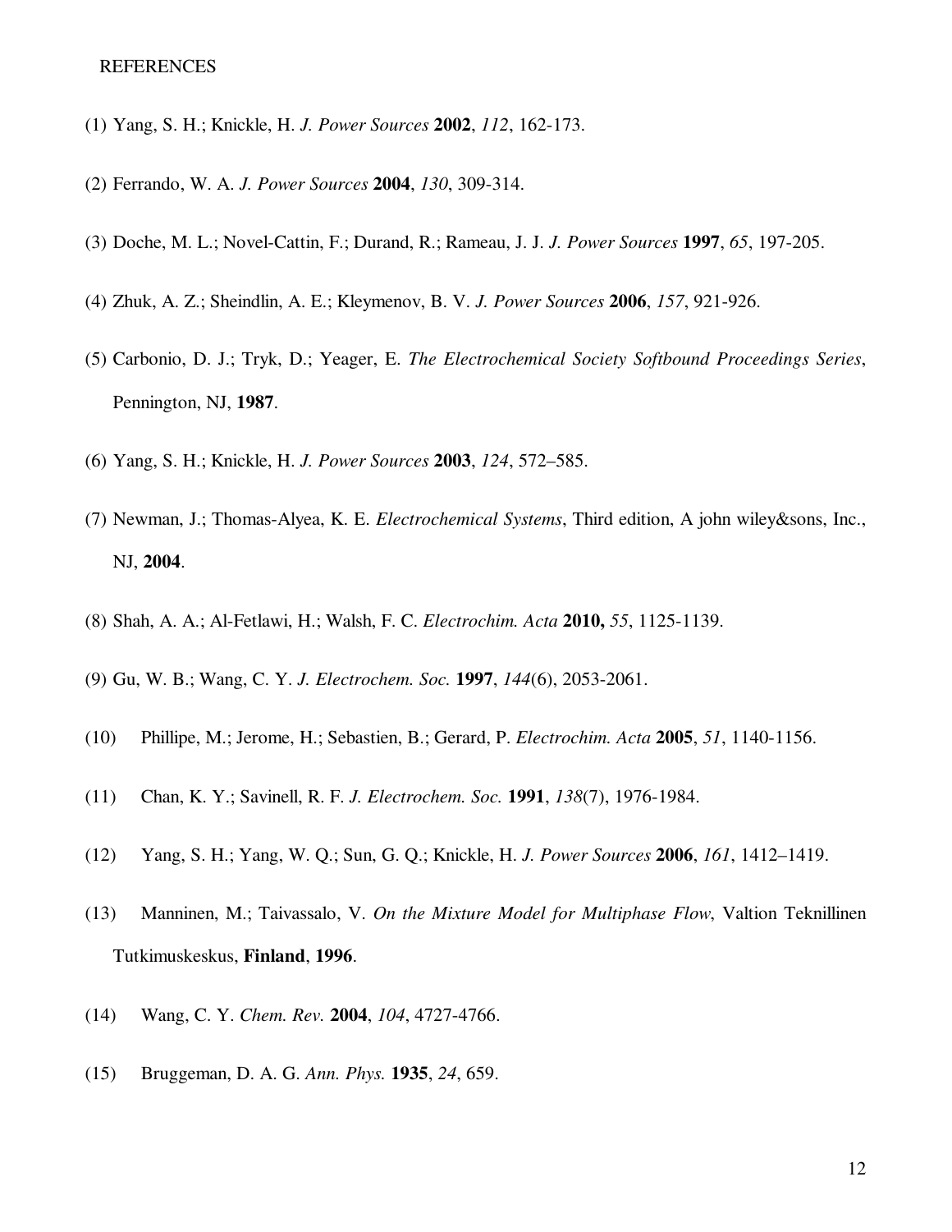REFERENCES

(1) Yang, S. H.; Knickle, H. *J. Power Sources* **2002**, *112*, 162-173.

(2) Ferrando, W. A. *J. Power Sources* **2004**, *130*, 309-314.

(3) Doche, M. L.; Novel-Cattin, F.; Durand, R.; Rameau, J. J. *J. Power Sources* **1997**, *65*, 197-205.

(4) Zhuk, A. Z.; Sheindlin, A. E.; Kleymenov, B. V. *J. Power Sources* **2006**, *157*, 921-926.

(5) Carbonio, D. J.; Tryk, D.; Yeager, E. *The Electrochemical Society Softbound Proceedings Series*, Pennington, NJ, **1987**.

(6) Yang, S. H.; Knickle, H. *J. Power Sources* **2003**, *124*, 572–585.

(7) Newman, J.; Thomas-Alyea, K. E. *Electrochemical Systems*, Third edition, A john wiley&sons, Inc., NJ, **2004**.

(8) Shah, A. A.; Al-Fetlawi, H.; Walsh, F. C. *Electrochim. Acta* **2010,** *55*, 1125-1139.

(9) Gu, W. B.; Wang, C. Y. *J. Electrochem. Soc.* **1997**, *144*(6), 2053-2061.

(10) Phillipe, M.; Jerome, H.; Sebastien, B.; Gerard, P. *Electrochim. Acta* **2005**, *51*, 1140-1156.

(11) Chan, K. Y.; Savinell, R. F. *J. Electrochem. Soc.* **1991**, *138*(7), 1976-1984.

(12) Yang, S. H.; Yang, W. Q.; Sun, G. Q.; Knickle, H. *J. Power Sources* **2006**, *161*, 1412–1419.

(13) Manninen, M.; Taivassalo, V. *On the Mixture Model for Multiphase Flow*, Valtion Teknillinen Tutkimuskeskus, **Finland**, **1996**.

(14) Wang, C. Y. *Chem. Rev.* **2004**, *104*, 4727-4766.

(15) Bruggeman, D. A. G. *Ann. Phys.* **1935**, *24*, 659.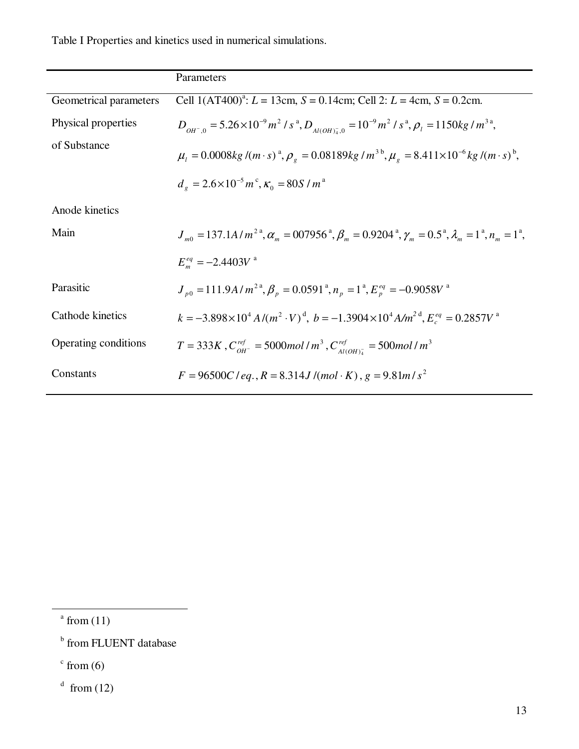Table I Properties and kinetics used in numerical simulations.

| | Parameters |
|---|---|
| Geometrical parameters | Cell 1(AT400)[a]: $L$ = 13cm, $S$ = 0.14cm; Cell 2: $L$ = 4cm, $S$ = 0.2cm. |
| Physical properties of Substance | $D_{OH^-,0} = 5.26\times10^{-9} m^2/s$ [a], $D_{Al(OH)_4^-,0} = 10^{-9} m^2/s$ [a], $\rho_l = 1150 kg/m^3$ [a], $\mu_l = 0.0008 kg/(m\cdot s)$ [a], $\rho_g = 0.08189 kg/m^3$ [b], $\mu_g = 8.411\times10^{-6} kg/(m\cdot s)$ [b], $d_g = 2.6\times10^{-5} m$ [c], $\kappa_0 = 80 S/m$ [a] |
| Anode kinetics | |
| Main | $J_{m0} = 137.1 A/m^2$ [a], $\alpha_m = 007956$ [a], $\beta_m = 0.9204$ [a], $\gamma_m = 0.5$ [a], $\lambda_m = 1$ [a], $n_m = 1$ [a], $E_m^{eq} = -2.4403V$ [a] |
| Parasitic | $J_{p0} = 111.9 A/m^2$ [a], $\beta_p = 0.0591$ [a], $n_p = 1$ [a], $E_p^{eq} = -0.9058V$ [a] |
| Cathode kinetics | $k = -3.898\times10^4 A/(m^2\cdot V)$ [d], $b = -1.3904\times10^4 A/m^2$ [d], $E_c^{eq} = 0.2857V$ [a] |
| Operating conditions | $T = 333K$, $C_{OH^-}^{ref} = 5000 mol/m^3$, $C_{Al(OH)_4^-}^{ref} = 500 mol/m^3$ |
| Constants | $F = 96500 C/eq.$, $R = 8.314 J/(mol\cdot K)$, $g = 9.81 m/s^2$ |

[a] from (11)

[b] from FLUENT database

[c] from (6)

[d] from (12)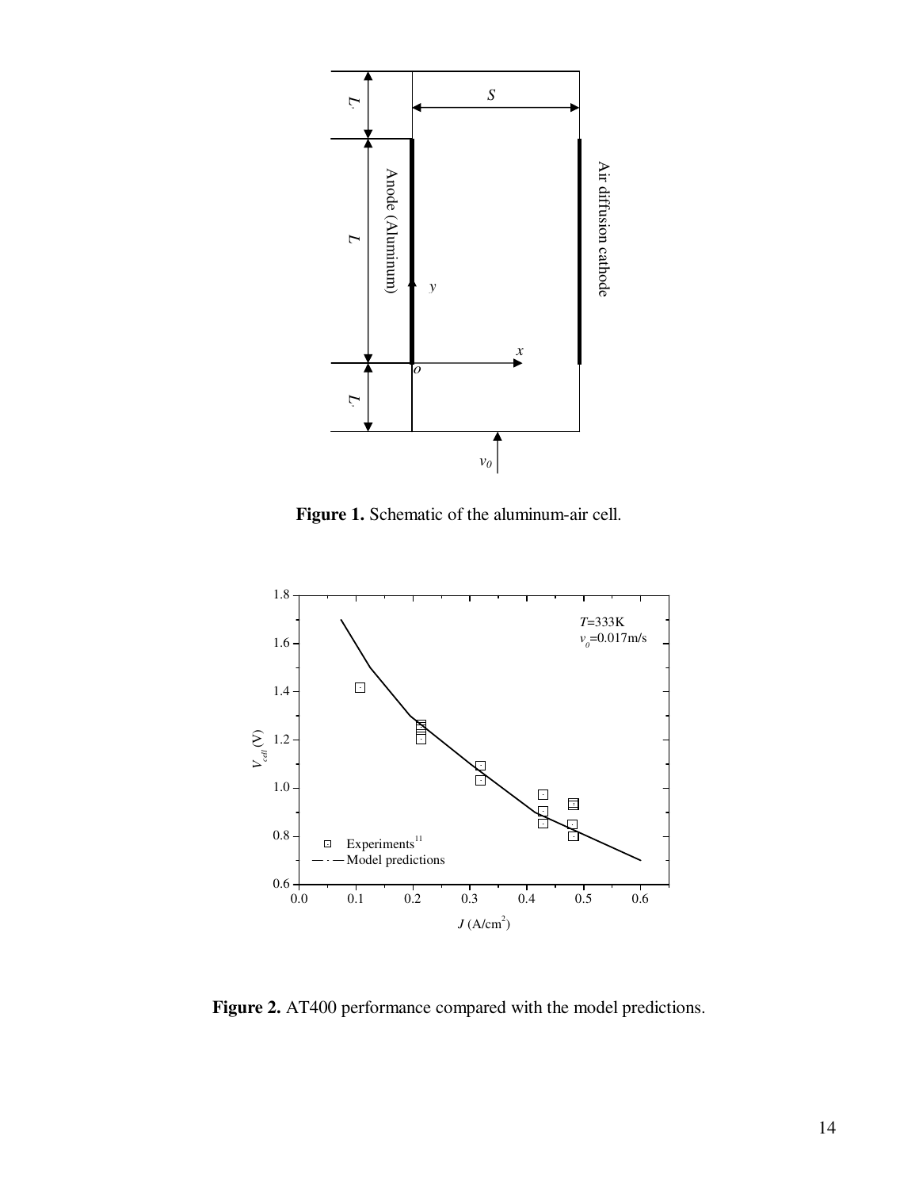**Figure 1.** Schematic of the aluminum-air cell.

**Figure 2.** AT400 performance compared with the model predictions.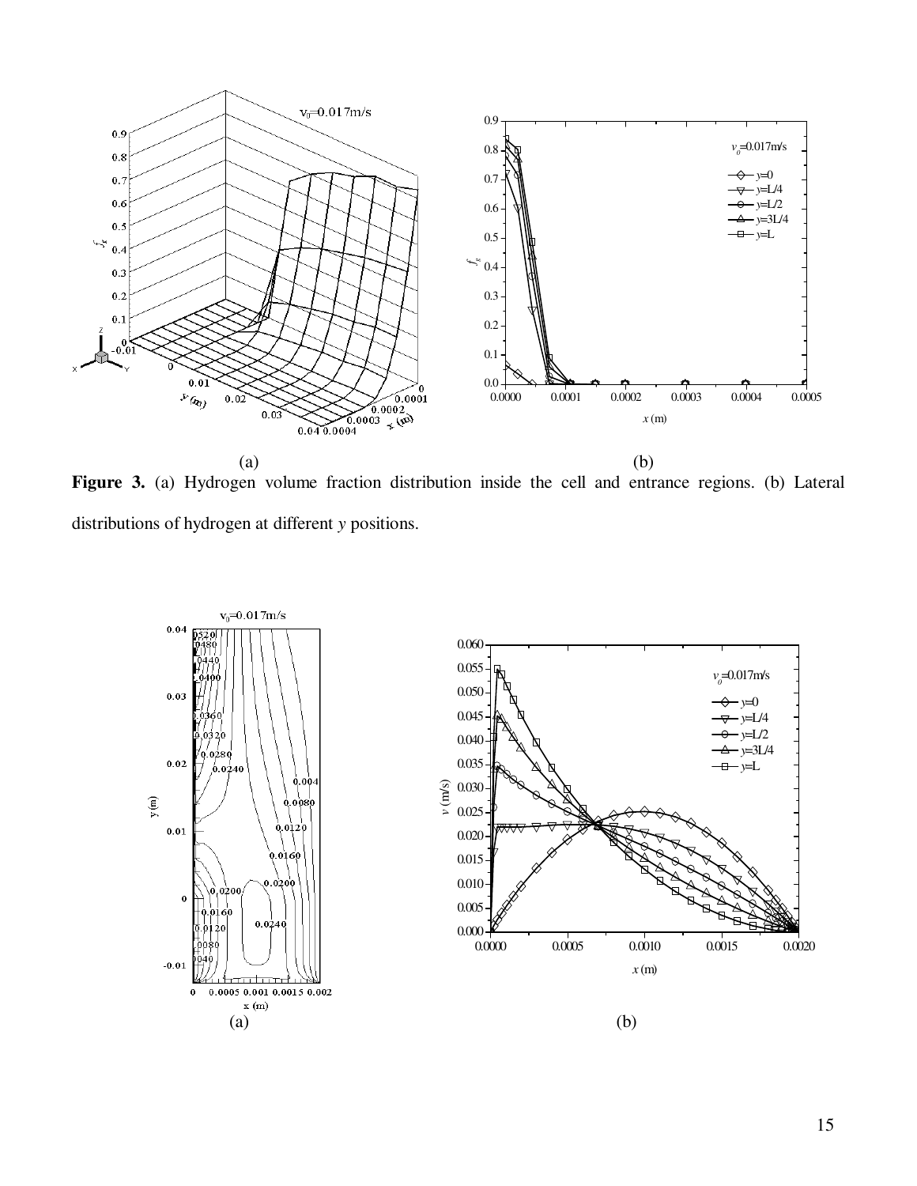(a) (b)

**Figure 3.** (a) Hydrogen volume fraction distribution inside the cell and entrance regions. (b) Lateral distributions of hydrogen at different *y* positions.

(a) (b)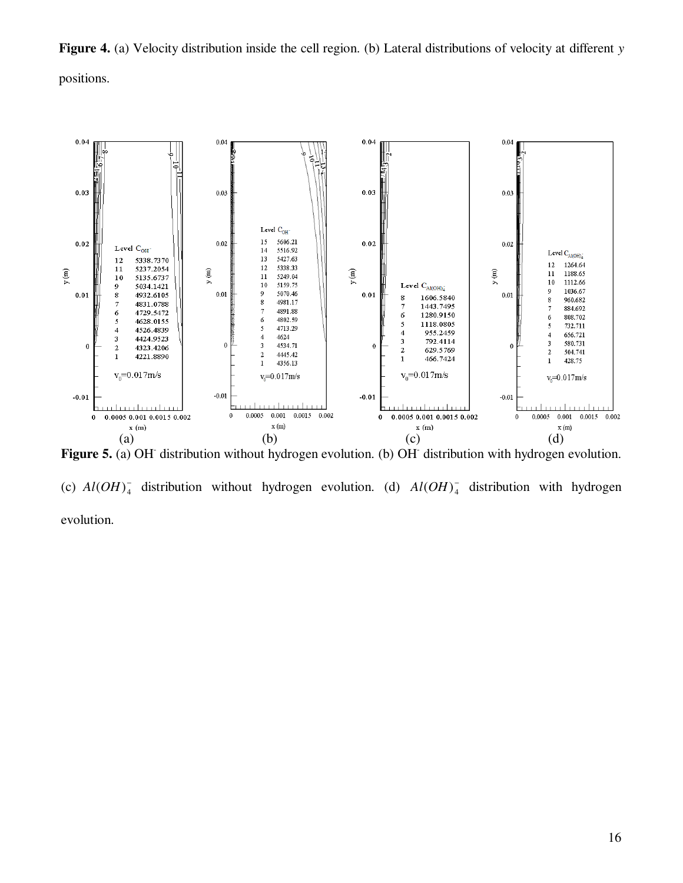**Figure 4.** (a) Velocity distribution inside the cell region. (b) Lateral distributions of velocity at different *y* positions.

**Figure 5.** (a) $OH^-$ distribution without hydrogen evolution. (b) $OH^-$ distribution with hydrogen evolution. (c) $Al(OH)_4^-$ distribution without hydrogen evolution. (d) $Al(OH)_4^-$ distribution with hydrogen evolution.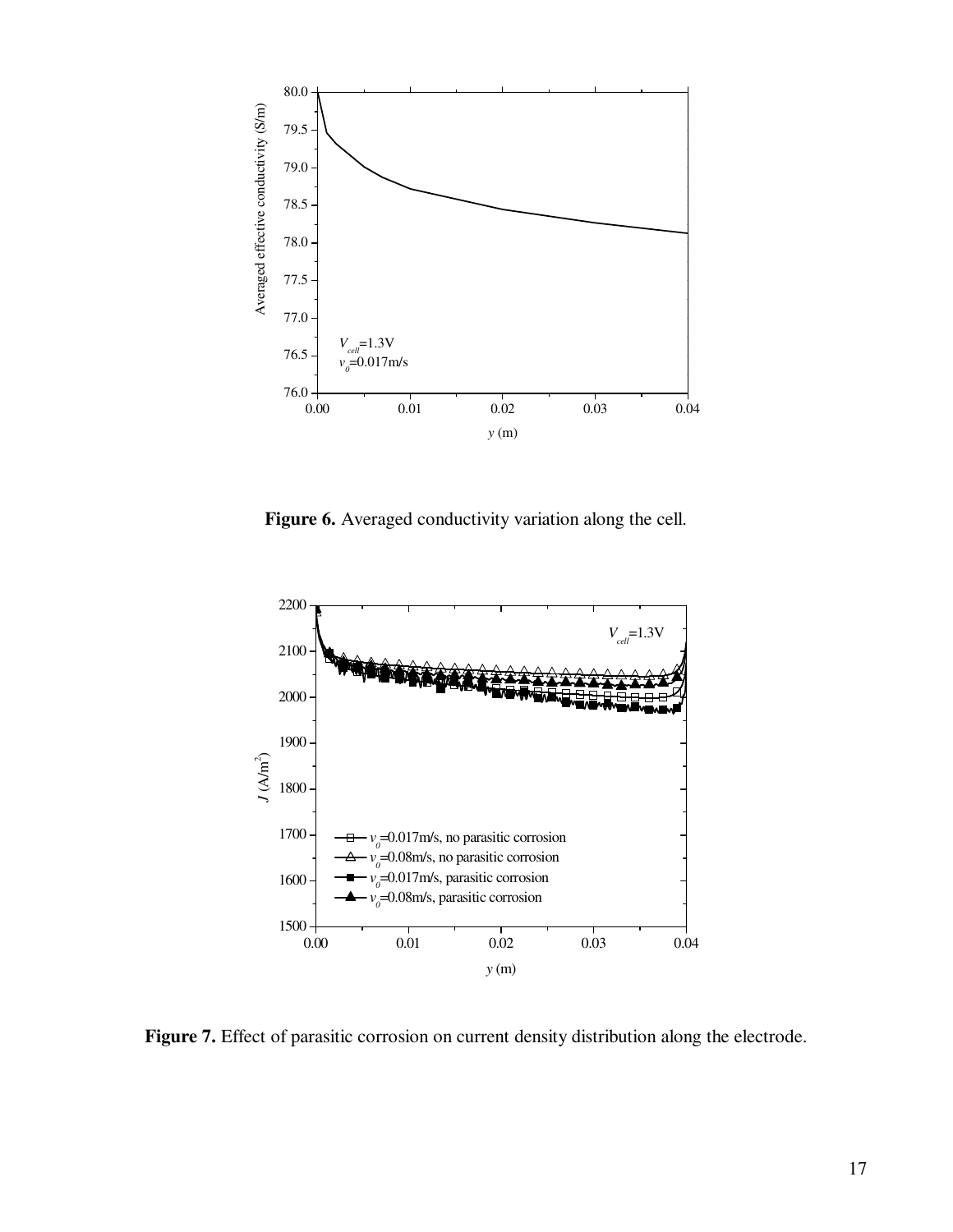**Figure 6.** Averaged conductivity variation along the cell.

**Figure 7.** Effect of parasitic corrosion on current density distribution along the electrode.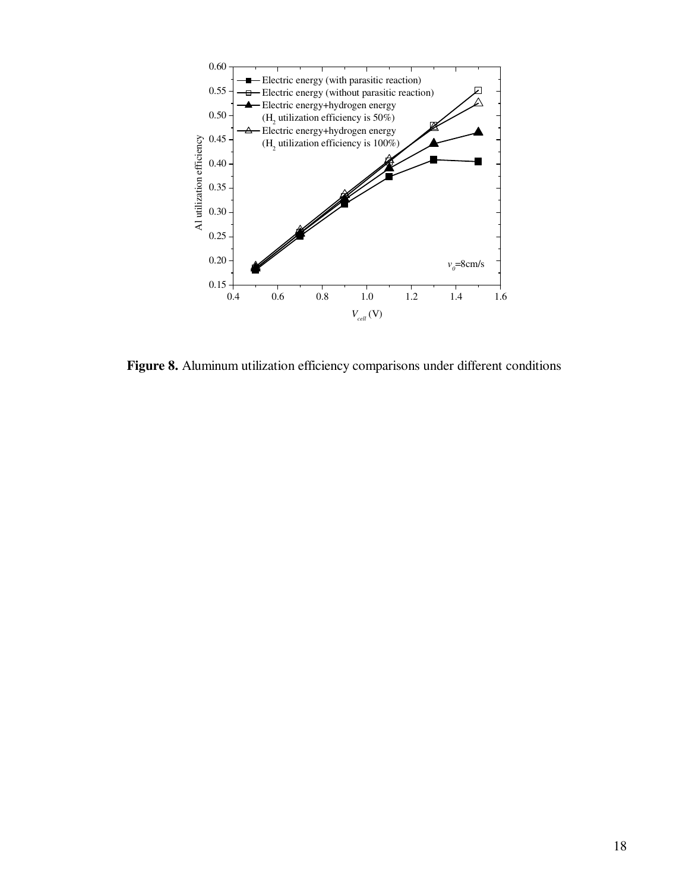0.60
0.55
0.50
0.45
0.40
0.35
0.30
0.25
0.20
0.15

Al utilization efficiency

0.4 0.6 0.8 1.0 1.2 1.4 1.6

$V_{cell}$ (V)

Electric energy (with parasitic reaction)
Electric energy (without parasitic reaction)
Electric energy+hydrogen energy
($H_2$ utilization efficiency is 50%)
Electric energy+hydrogen energy
($H_2$ utilization efficiency is 100%)

$v_0$=8cm/s

**Figure 8.** Aluminum utilization efficiency comparisons under different conditions